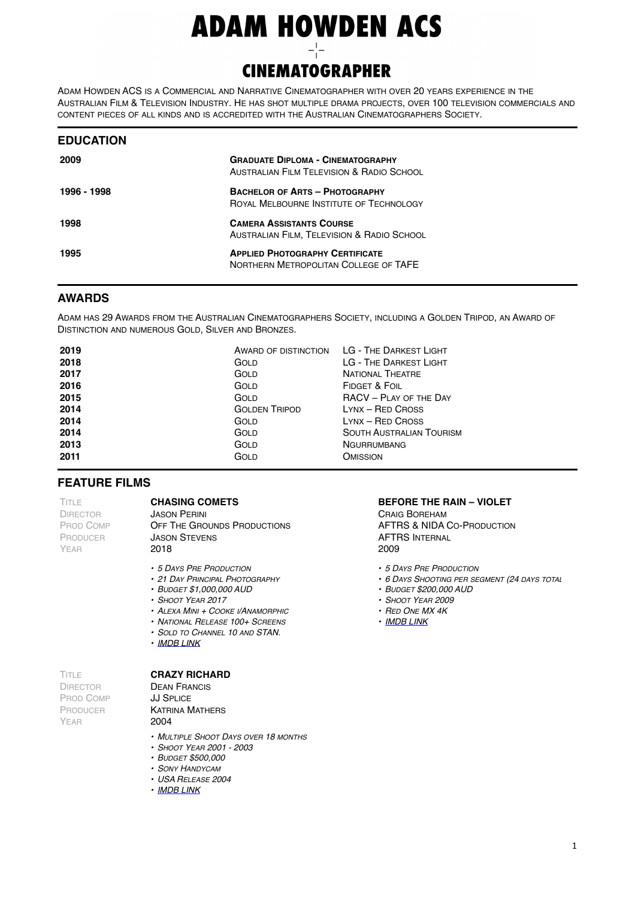# ADAM HOWDEN ACS

## CINEMATOGRAPHER

Adam Howden ACS is a Commercial and Narrative Cinematographer with over 20 years experience in the Australian Film & Television Industry. He has shot multiple drama projects, over 100 television commercials and content pieces of all kinds and is accredited with the Australian Cinematographers Society.

## EDUCATION

| | |
|---|---|
| **2009** | **Graduate Diploma - Cinematography**<br>Australian Film Television & Radio School |
| **1996 - 1998** | **Bachelor of Arts – Photography**<br>Royal Melbourne Institute of Technology |
| **1998** | **Camera Assistants Course**<br>Australian Film, Television & Radio School |
| **1995** | **Applied Photography Certificate**<br>Northern Metropolitan College of TAFE |

## AWARDS

Adam has 29 Awards from the Australian Cinematographers Society, including a Golden Tripod, an Award of Distinction and numerous Gold, Silver and Bronzes.

| | | |
|---|---|---|
| **2019** | Award of Distinction | LG - The Darkest Light |
| **2018** | Gold | LG - The Darkest Light |
| **2017** | Gold | National Theatre |
| **2016** | Gold | Fidget & Foil |
| **2015** | Gold | RACV – Play of the Day |
| **2014** | Golden Tripod | Lynx – Red Cross |
| **2014** | Gold | Lynx – Red Cross |
| **2014** | Gold | South Australian Tourism |
| **2013** | Gold | Ngurrumbang |
| **2011** | Gold | Omission |

## FEATURE FILMS

| | |
|---|---|
| Title | **CHASING COMETS** |
| Director | Jason Perini |
| Prod Comp | Off The Grounds Productions |
| Producer | Jason Stevens |
| Year | 2018 |

- *5 Days Pre Production*
- *21 Day Principal Photography*
- *Budget $1,000,000 AUD*
- *Shoot Year 2017*
- *Alexa Mini + Cooke i/Anamorphic*
- *National Release 100+ Screens*
- *Sold to Channel 10 and STAN.*
- *IMDB LINK*

| | |
|---|---|
| Title | **BEFORE THE RAIN – VIOLET** |
| Director | Craig Boreham |
| Prod Comp | AFTRS & NIDA Co-Production |
| Producer | AFTRS Internal |
| Year | 2009 |

- *5 Days Pre Production*
- *6 Days Shooting per segment (24 days total*
- *Budget $200,000 AUD*
- *Shoot Year 2009*
- *Red One MX 4K*
- *IMDB LINK*

| | |
|---|---|
| Title | **CRAZY RICHARD** |
| Director | Dean Francis |
| Prod Comp | JJ Splice |
| Producer | Katrina Mathers |
| Year | 2004 |

- *Multiple Shoot Days over 18 months*
- *Shoot Year 2001 - 2003*
- *Budget $500,000*
- *Sony Handycam*
- *USA Release 2004*
- *IMDB LINK*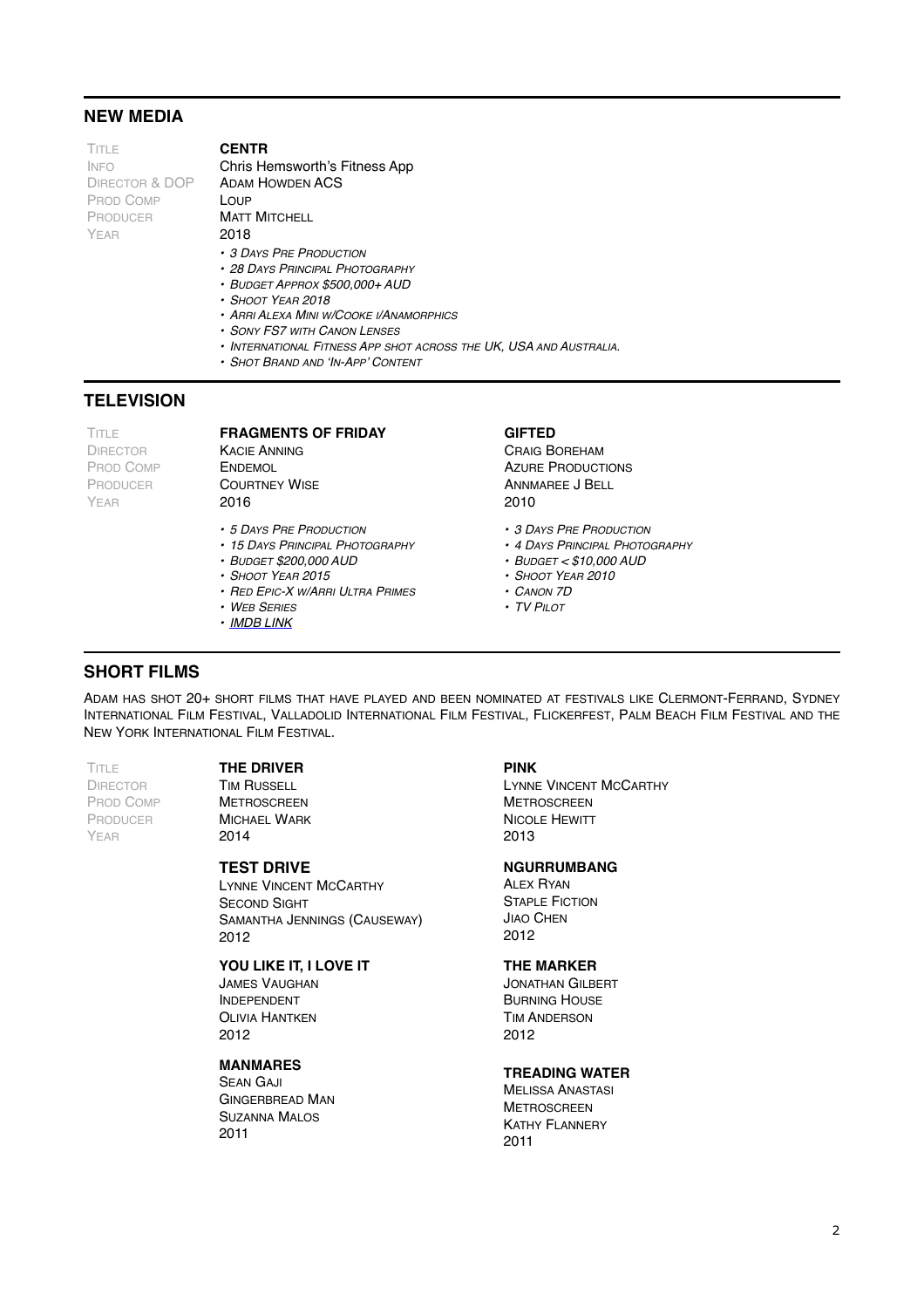## NEW MEDIA

| Title | CENTR |
|---|---|
| Info | Chris Hemsworth's Fitness App |
| Director & DOP | Adam Howden ACS |
| Prod Comp | Loup |
| Producer | Matt Mitchell |
| Year | 2018 |

- *3 Days Pre Production*
- *28 Days Principal Photography*
- *Budget Approx $500,000+ AUD*
- *Shoot Year 2018*
- *Arri Alexa Mini w/Cooke i/Anamorphics*
- *Sony FS7 with Canon Lenses*
- *International Fitness App shot across the UK, USA and Australia.*
- *Shot Brand and 'In-App' Content*

## TELEVISION

| Title | FRAGMENTS OF FRIDAY | GIFTED |
|---|---|---|
| Director | Kacie Anning | Craig Boreham |
| Prod Comp | Endemol | Azure Productions |
| Producer | Courtney Wise | Annmaree J Bell |
| Year | 2016 | 2010 |

**Fragments of Friday**

- *5 Days Pre Production*
- *15 Days Principal Photography*
- *Budget $200,000 AUD*
- *Shoot Year 2015*
- *Red Epic-X w/Arri Ultra Primes*
- *Web Series*
- *IMDB Link*

**Gifted**

- *3 Days Pre Production*
- *4 Days Principal Photography*
- *Budget < $10,000 AUD*
- *Shoot Year 2010*
- *Canon 7D*
- *TV Pilot*

## SHORT FILMS

Adam has shot 20+ short films that have played and been nominated at festivals like Clermont-Ferrand, Sydney International Film Festival, Valladolid International Film Festival, Flickerfest, Palm Beach Film Festival and the New York International Film Festival.

| Title | Director | Prod Comp | Producer | Year |
|---|---|---|---|---|
| THE DRIVER | Tim Russell | Metroscreen | Michael Wark | 2014 |
| PINK | Lynne Vincent McCarthy | Metroscreen | Nicole Hewitt | 2013 |
| TEST DRIVE | Lynne Vincent McCarthy | Second Sight | Samantha Jennings (Causeway) | 2012 |
| NGURRUMBANG | Alex Ryan | Staple Fiction | Jiao Chen | 2012 |
| YOU LIKE IT, I LOVE IT | James Vaughan | Independent | Olivia Hantken | 2012 |
| THE MARKER | Jonathan Gilbert | Burning House | Tim Anderson | 2012 |
| MANMARES | Sean Gaji | Gingerbread Man | Suzanna Malos | 2011 |
| TREADING WATER | Melissa Anastasi | Metroscreen | Kathy Flannery | 2011 |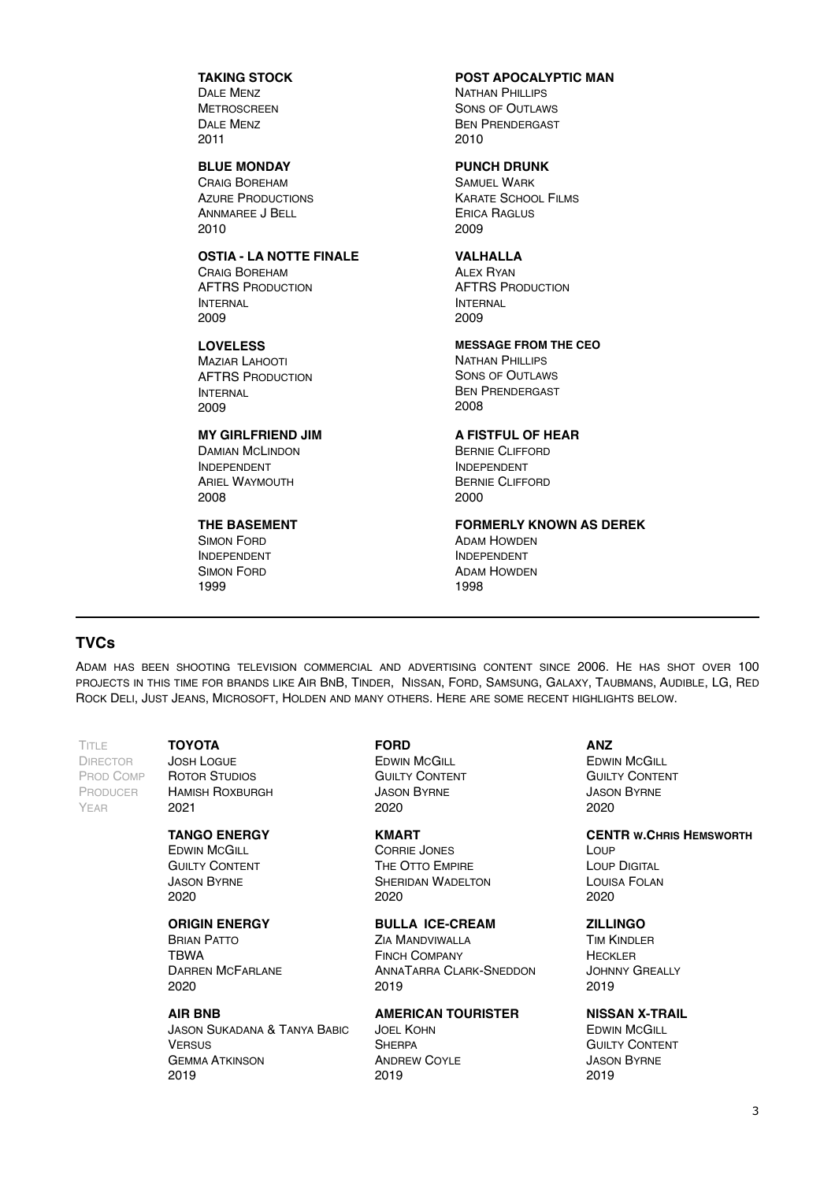**TAKING STOCK**
Dale Menz
Metroscreen
Dale Menz
2011

**BLUE MONDAY**
Craig Boreham
Azure Productions
Annmaree J Bell
2010

**OSTIA - LA NOTTE FINALE**
Craig Boreham
AFTRS Production
Internal
2009

**LOVELESS**
Maziar Lahooti
AFTRS Production
Internal
2009

**MY GIRLFRIEND JIM**
Damian McLindon
Independent
Ariel Waymouth
2008

**THE BASEMENT**
Simon Ford
Independent
Simon Ford
1999

**POST APOCALYPTIC MAN**
Nathan Phillips
Sons of Outlaws
Ben Prendergast
2010

**PUNCH DRUNK**
Samuel Wark
Karate School Films
Erica Raglus
2009

**VALHALLA**
Alex Ryan
AFTRS Production
Internal
2009

**MESSAGE FROM THE CEO**
Nathan Phillips
Sons of Outlaws
Ben Prendergast
2008

**A FISTFUL OF HEAR**
Bernie Clifford
Independent
Bernie Clifford
2000

**FORMERLY KNOWN AS DEREK**
Adam Howden
Independent
Adam Howden
1998

---

## TVCs

Adam has been shooting television commercial and advertising content since 2006. He has shot over 100 projects in this time for brands like Air BnB, Tinder, Nissan, Ford, Samsung, Galaxy, Taubmans, Audible, LG, Red Rock Deli, Just Jeans, Microsoft, Holden and many others. Here are some recent highlights below.

| Title | Director | Prod Comp | Producer | Year |
|---|---|---|---|---|
| **TOYOTA** | Josh Logue | Rotor Studios | Hamish Roxburgh | 2021 |
| **FORD** | Edwin McGill | Guilty Content | Jason Byrne | 2020 |
| **ANZ** | Edwin McGill | Guilty Content | Jason Byrne | 2020 |
| **TANGO ENERGY** | Edwin McGill | Guilty Content | Jason Byrne | 2020 |
| **KMART** | Corrie Jones | The Otto Empire | Sheridan Wadelton | 2020 |
| **CENTR w.CHRIS HEMSWORTH** | Loup | Loup Digital | Louisa Folan | 2020 |
| **ORIGIN ENERGY** | Brian Patto | TBWA | Darren McFarlane | 2020 |
| **BULLA ICE-CREAM** | Zia Mandviwalla | Finch Company | AnnaTarra Clark-Sneddon | 2019 |
| **ZILLINGO** | Tim Kindler | Heckler | Johnny Greally | 2019 |
| **AIR BNB** | Jason Sukadana & Tanya Babic | Versus | Gemma Atkinson | 2019 |
| **AMERICAN TOURISTER** | Joel Kohn | Sherpa | Andrew Coyle | 2019 |
| **NISSAN X-TRAIL** | Edwin McGill | Guilty Content | Jason Byrne | 2019 |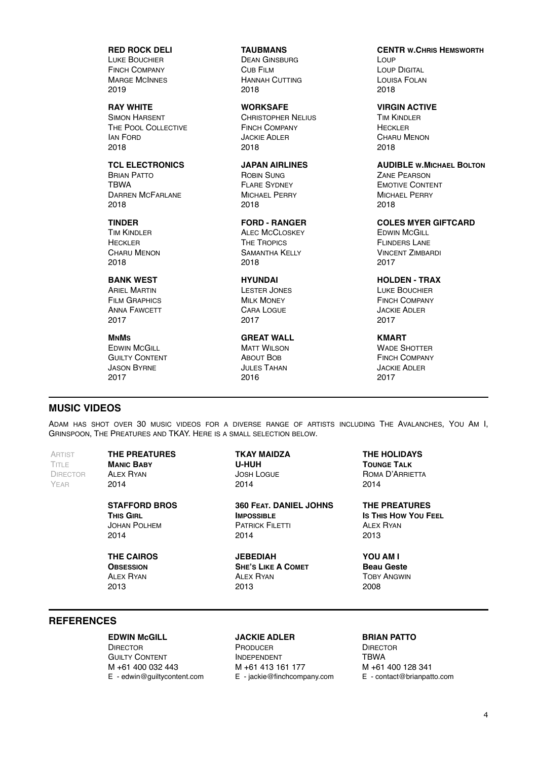**RED ROCK DELI**
Luke Bouchier
Finch Company
Marge McInnes
2019

**TAUBMANS**
Dean Ginsburg
Cub Film
Hannah Cutting
2018

**CENTR w.Chris Hemsworth**
Loup
Loup Digital
Louisa Folan
2018

**RAY WHITE**
Simon Harsent
The Pool Collective
Ian Ford
2018

**WORKSAFE**
Christopher Nelius
Finch Company
Jackie Adler
2018

**VIRGIN ACTIVE**
Tim Kindler
Heckler
Charu Menon
2018

**TCL ELECTRONICS**
Brian Patto
TBWA
Darren McFarlane
2018

**JAPAN AIRLINES**
Robin Sung
Flare Sydney
Michael Perry
2018

**AUDIBLE w.Michael Bolton**
Zane Pearson
Emotive Content
Michael Perry
2018

**TINDER**
Tim Kindler
Heckler
Charu Menon
2018

**FORD - RANGER**
Alec McCloskey
The Tropics
Samantha Kelly
2018

**COLES MYER GIFTCARD**
Edwin McGill
Flinders Lane
Vincent Zimbardi
2017

**BANK WEST**
Ariel Martin
Film Graphics
Anna Fawcett
2017

**HYUNDAI**
Lester Jones
Milk Money
Cara Logue
2017

**HOLDEN - TRAX**
Luke Bouchier
Finch Company
Jackie Adler
2017

**MnMs**
Edwin McGill
Guilty Content
Jason Byrne
2017

**GREAT WALL**
Matt Wilson
About Bob
Jules Tahan
2016

**KMART**
Wade Shotter
Finch Company
Jackie Adler
2017

## MUSIC VIDEOS

Adam has shot over 30 music videos for a diverse range of artists including The Avalanches, You Am I, Grinspoon, The Preatures and TKAY. Here is a small selection below.

| Artist | Title | Director | Year |
|---|---|---|---|
| **THE PREATURES** | **Manic Baby** | Alex Ryan | 2014 |
| **TKAY MAIDZA** | **U-HUH** | Josh Logue | 2014 |
| **THE HOLIDAYS** | **Tounge Talk** | Roma D'Arrietta | 2014 |
| **STAFFORD BROS** | **This Girl** | Johan Polhem | 2014 |
| **360 Feat. DANIEL JOHNS** | **Impossible** | Patrick Filetti | 2014 |
| **THE PREATURES** | **Is This How You Feel** | Alex Ryan | 2013 |
| **THE CAIROS** | **Obsession** | Alex Ryan | 2013 |
| **JEBEDIAH** | **She's Like A Comet** | Alex Ryan | 2013 |
| **YOU AM I** | **Beau Geste** | Toby Angwin | 2008 |

## REFERENCES

**EDWIN McGILL**
Director
Guilty Content
M +61 400 032 443
E - edwin@guiltycontent.com

**JACKIE ADLER**
Producer
Independent
M +61 413 161 177
E - jackie@finchcompany.com

**BRIAN PATTO**
Director
TBWA
M +61 400 128 341
E - contact@brianpatto.com